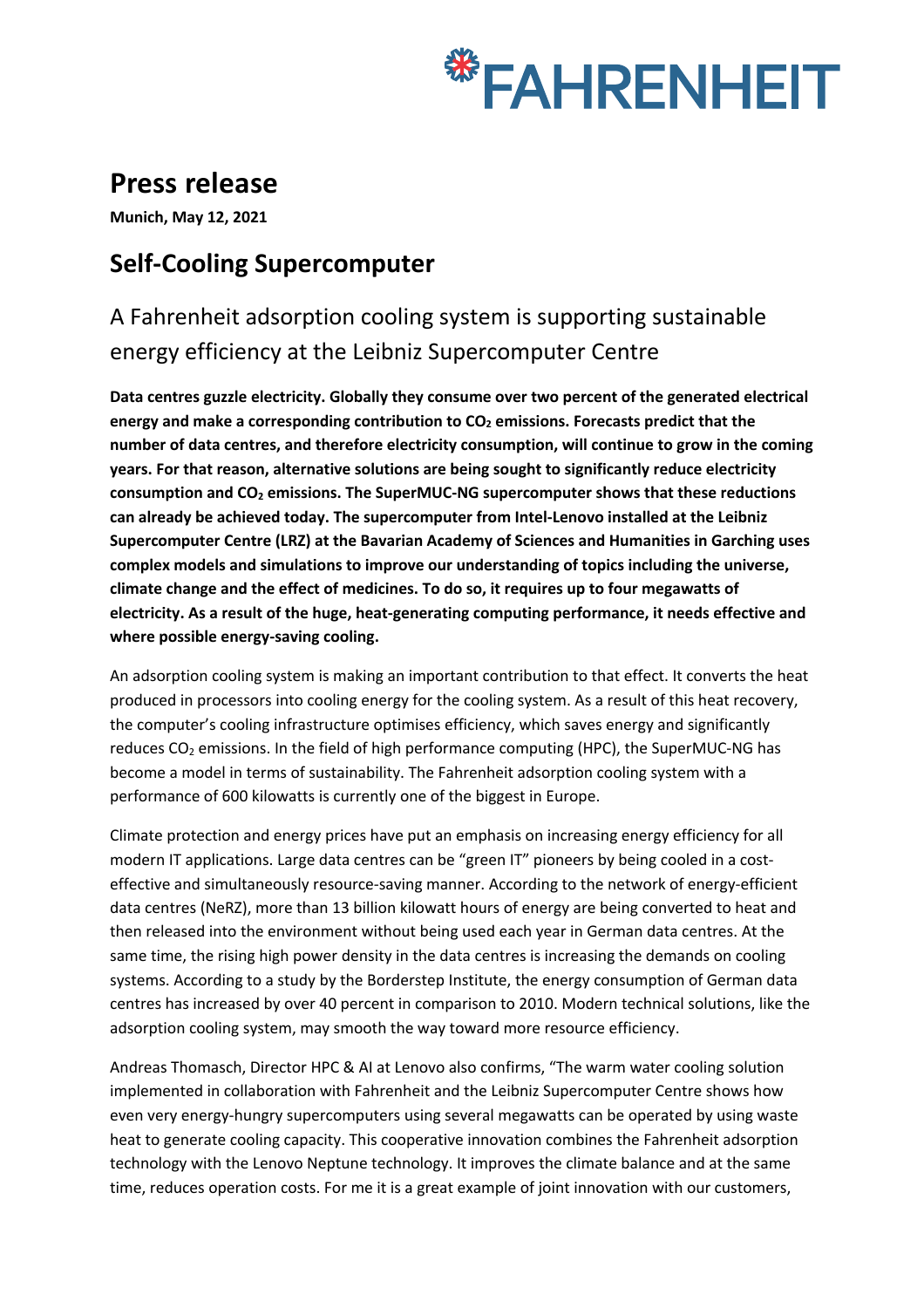# Press release

**Munich, May 12, 2021**

## Self-Cooling Supercomputer

### A Fahrenheit adsorption cooling system is supporting sustainable energy efficiency at the Leibniz Supercomputer Centre

**Data centres guzzle electricity. Globally they consume over two percent of the generated electrical energy and make a corresponding contribution to $CO_2$ emissions. Forecasts predict that the number of data centres, and therefore electricity consumption, will continue to grow in the coming years. For that reason, alternative solutions are being sought to significantly reduce electricity consumption and $CO_2$ emissions. The SuperMUC-NG supercomputer shows that these reductions can already be achieved today. The supercomputer from Intel-Lenovo installed at the Leibniz Supercomputer Centre (LRZ) at the Bavarian Academy of Sciences and Humanities in Garching uses complex models and simulations to improve our understanding of topics including the universe, climate change and the effect of medicines. To do so, it requires up to four megawatts of electricity. As a result of the huge, heat-generating computing performance, it needs effective and where possible energy-saving cooling.**

An adsorption cooling system is making an important contribution to that effect. It converts the heat produced in processors into cooling energy for the cooling system. As a result of this heat recovery, the computer's cooling infrastructure optimises efficiency, which saves energy and significantly reduces $CO_2$ emissions. In the field of high performance computing (HPC), the SuperMUC-NG has become a model in terms of sustainability. The Fahrenheit adsorption cooling system with a performance of 600 kilowatts is currently one of the biggest in Europe.

Climate protection and energy prices have put an emphasis on increasing energy efficiency for all modern IT applications. Large data centres can be "green IT" pioneers by being cooled in a cost-effective and simultaneously resource-saving manner. According to the network of energy-efficient data centres (NeRZ), more than 13 billion kilowatt hours of energy are being converted to heat and then released into the environment without being used each year in German data centres. At the same time, the rising high power density in the data centres is increasing the demands on cooling systems. According to a study by the Borderstep Institute, the energy consumption of German data centres has increased by over 40 percent in comparison to 2010. Modern technical solutions, like the adsorption cooling system, may smooth the way toward more resource efficiency.

Andreas Thomasch, Director HPC & AI at Lenovo also confirms, "The warm water cooling solution implemented in collaboration with Fahrenheit and the Leibniz Supercomputer Centre shows how even very energy-hungry supercomputers using several megawatts can be operated by using waste heat to generate cooling capacity. This cooperative innovation combines the Fahrenheit adsorption technology with the Lenovo Neptune technology. It improves the climate balance and at the same time, reduces operation costs. For me it is a great example of joint innovation with our customers,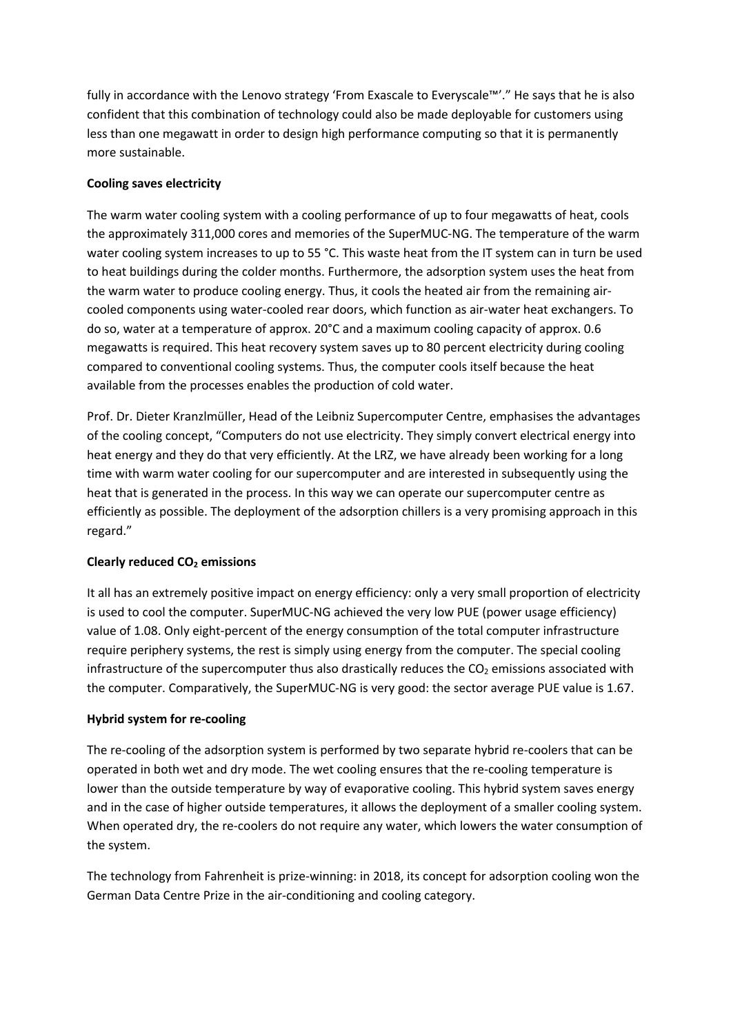fully in accordance with the Lenovo strategy 'From Exascale to Everyscale™'." He says that he is also confident that this combination of technology could also be made deployable for customers using less than one megawatt in order to design high performance computing so that it is permanently more sustainable.

**Cooling saves electricity**

The warm water cooling system with a cooling performance of up to four megawatts of heat, cools the approximately 311,000 cores and memories of the SuperMUC-NG. The temperature of the warm water cooling system increases to up to 55 °C. This waste heat from the IT system can in turn be used to heat buildings during the colder months. Furthermore, the adsorption system uses the heat from the warm water to produce cooling energy. Thus, it cools the heated air from the remaining air-cooled components using water-cooled rear doors, which function as air-water heat exchangers. To do so, water at a temperature of approx. 20°C and a maximum cooling capacity of approx. 0.6 megawatts is required. This heat recovery system saves up to 80 percent electricity during cooling compared to conventional cooling systems. Thus, the computer cools itself because the heat available from the processes enables the production of cold water.

Prof. Dr. Dieter Kranzlmüller, Head of the Leibniz Supercomputer Centre, emphasises the advantages of the cooling concept, "Computers do not use electricity. They simply convert electrical energy into heat energy and they do that very efficiently. At the LRZ, we have already been working for a long time with warm water cooling for our supercomputer and are interested in subsequently using the heat that is generated in the process. In this way we can operate our supercomputer centre as efficiently as possible. The deployment of the adsorption chillers is a very promising approach in this regard."

**Clearly reduced $CO_2$ emissions**

It all has an extremely positive impact on energy efficiency: only a very small proportion of electricity is used to cool the computer. SuperMUC-NG achieved the very low PUE (power usage efficiency) value of 1.08. Only eight-percent of the energy consumption of the total computer infrastructure require periphery systems, the rest is simply using energy from the computer. The special cooling infrastructure of the supercomputer thus also drastically reduces the $CO_2$ emissions associated with the computer. Comparatively, the SuperMUC-NG is very good: the sector average PUE value is 1.67.

**Hybrid system for re-cooling**

The re-cooling of the adsorption system is performed by two separate hybrid re-coolers that can be operated in both wet and dry mode. The wet cooling ensures that the re-cooling temperature is lower than the outside temperature by way of evaporative cooling. This hybrid system saves energy and in the case of higher outside temperatures, it allows the deployment of a smaller cooling system. When operated dry, the re-coolers do not require any water, which lowers the water consumption of the system.

The technology from Fahrenheit is prize-winning: in 2018, its concept for adsorption cooling won the German Data Centre Prize in the air-conditioning and cooling category.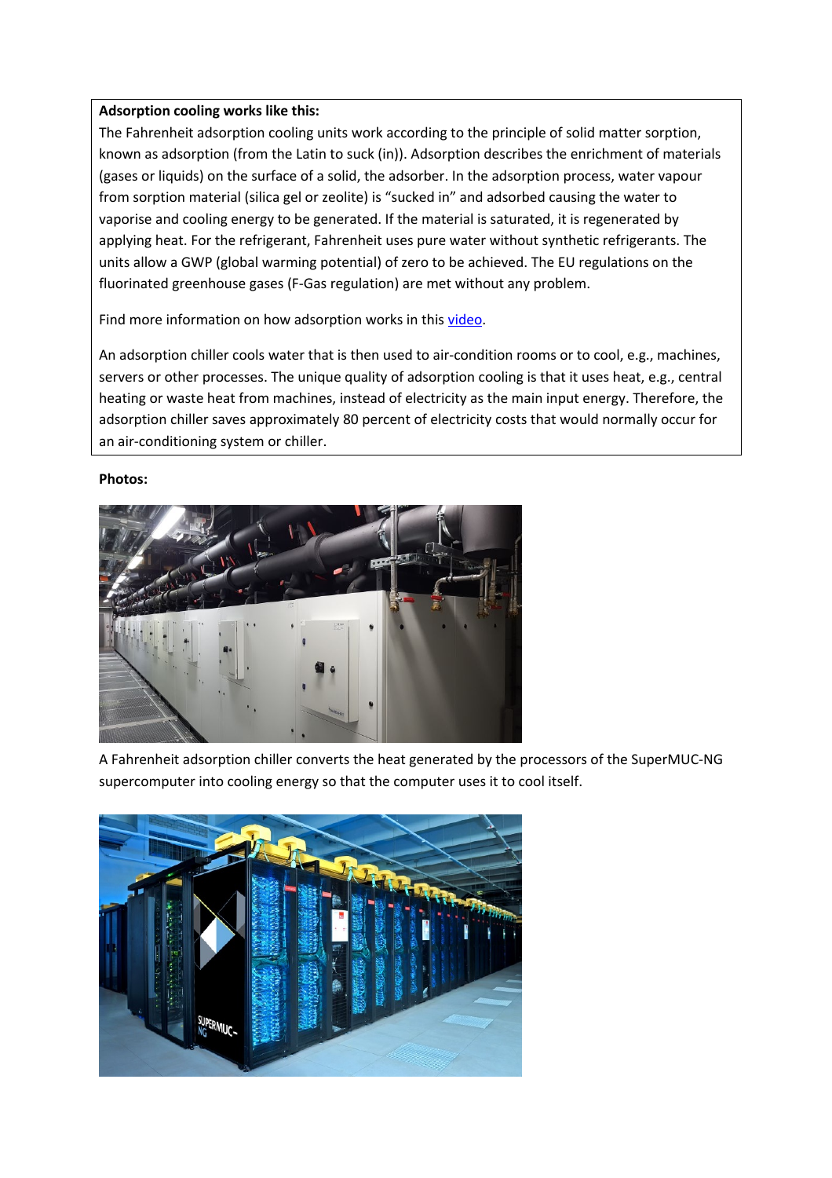**Adsorption cooling works like this:**

The Fahrenheit adsorption cooling units work according to the principle of solid matter sorption, known as adsorption (from the Latin to suck (in)). Adsorption describes the enrichment of materials (gases or liquids) on the surface of a solid, the adsorber. In the adsorption process, water vapour from sorption material (silica gel or zeolite) is "sucked in" and adsorbed causing the water to vaporise and cooling energy to be generated. If the material is saturated, it is regenerated by applying heat. For the refrigerant, Fahrenheit uses pure water without synthetic refrigerants. The units allow a GWP (global warming potential) of zero to be achieved. The EU regulations on the fluorinated greenhouse gases (F-Gas regulation) are met without any problem.

Find more information on how adsorption works in this video.

An adsorption chiller cools water that is then used to air-condition rooms or to cool, e.g., machines, servers or other processes. The unique quality of adsorption cooling is that it uses heat, e.g., central heating or waste heat from machines, instead of electricity as the main input energy. Therefore, the adsorption chiller saves approximately 80 percent of electricity costs that would normally occur for an air-conditioning system or chiller.

**Photos:**

A Fahrenheit adsorption chiller converts the heat generated by the processors of the SuperMUC-NG supercomputer into cooling energy so that the computer uses it to cool itself.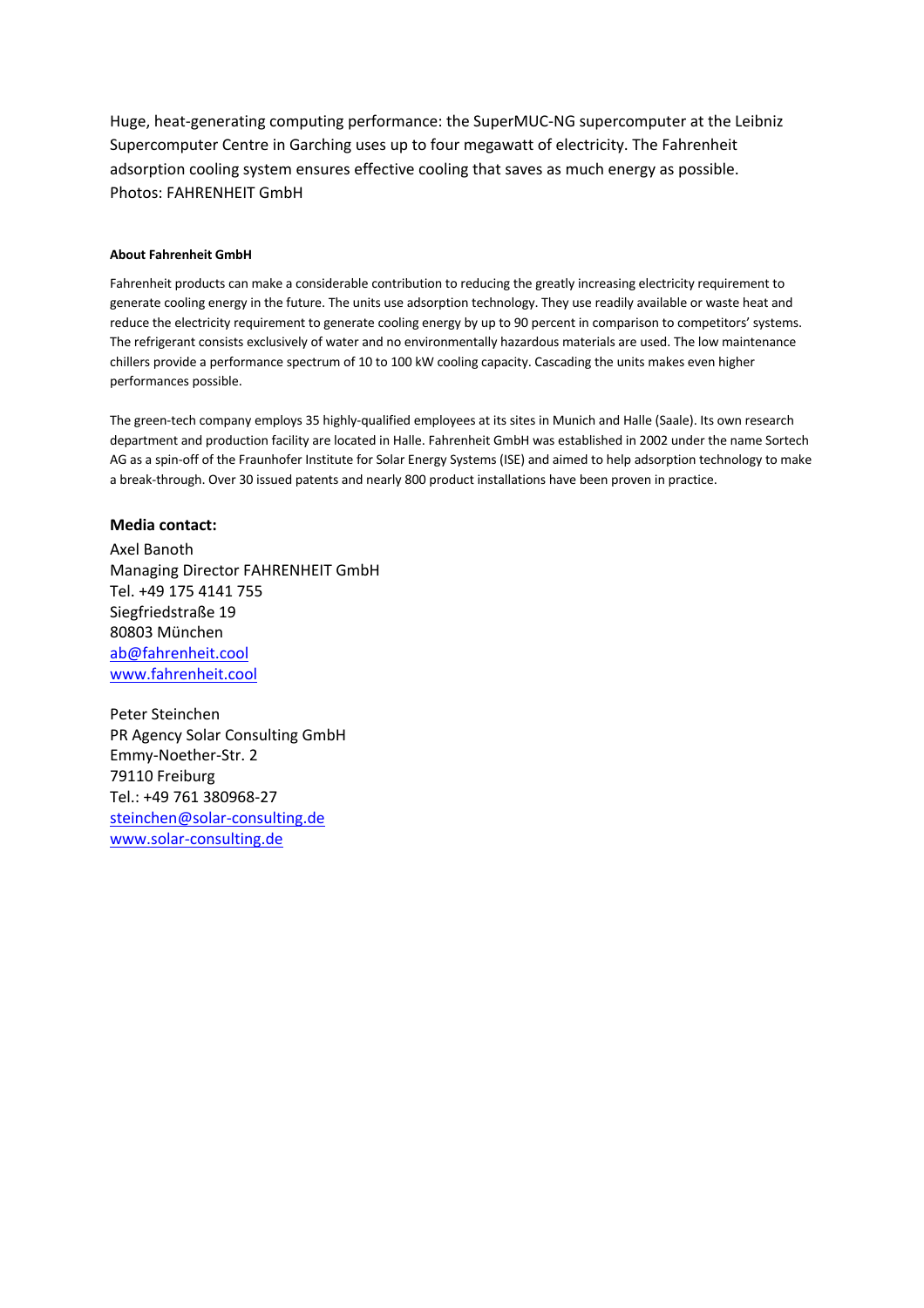Huge, heat-generating computing performance: the SuperMUC-NG supercomputer at the Leibniz Supercomputer Centre in Garching uses up to four megawatt of electricity. The Fahrenheit adsorption cooling system ensures effective cooling that saves as much energy as possible.
Photos: FAHRENHEIT GmbH

**About Fahrenheit GmbH**

Fahrenheit products can make a considerable contribution to reducing the greatly increasing electricity requirement to generate cooling energy in the future. The units use adsorption technology. They use readily available or waste heat and reduce the electricity requirement to generate cooling energy by up to 90 percent in comparison to competitors' systems. The refrigerant consists exclusively of water and no environmentally hazardous materials are used. The low maintenance chillers provide a performance spectrum of 10 to 100 kW cooling capacity. Cascading the units makes even higher performances possible.

The green-tech company employs 35 highly-qualified employees at its sites in Munich and Halle (Saale). Its own research department and production facility are located in Halle. Fahrenheit GmbH was established in 2002 under the name Sortech AG as a spin-off of the Fraunhofer Institute for Solar Energy Systems (ISE) and aimed to help adsorption technology to make a break-through. Over 30 issued patents and nearly 800 product installations have been proven in practice.

**Media contact:**

Axel Banoth
Managing Director FAHRENHEIT GmbH
Tel. +49 175 4141 755
Siegfriedstraße 19
80803 München
ab@fahrenheit.cool
www.fahrenheit.cool

Peter Steinchen
PR Agency Solar Consulting GmbH
Emmy-Noether-Str. 2
79110 Freiburg
Tel.: +49 761 380968-27
steinchen@solar-consulting.de
www.solar-consulting.de